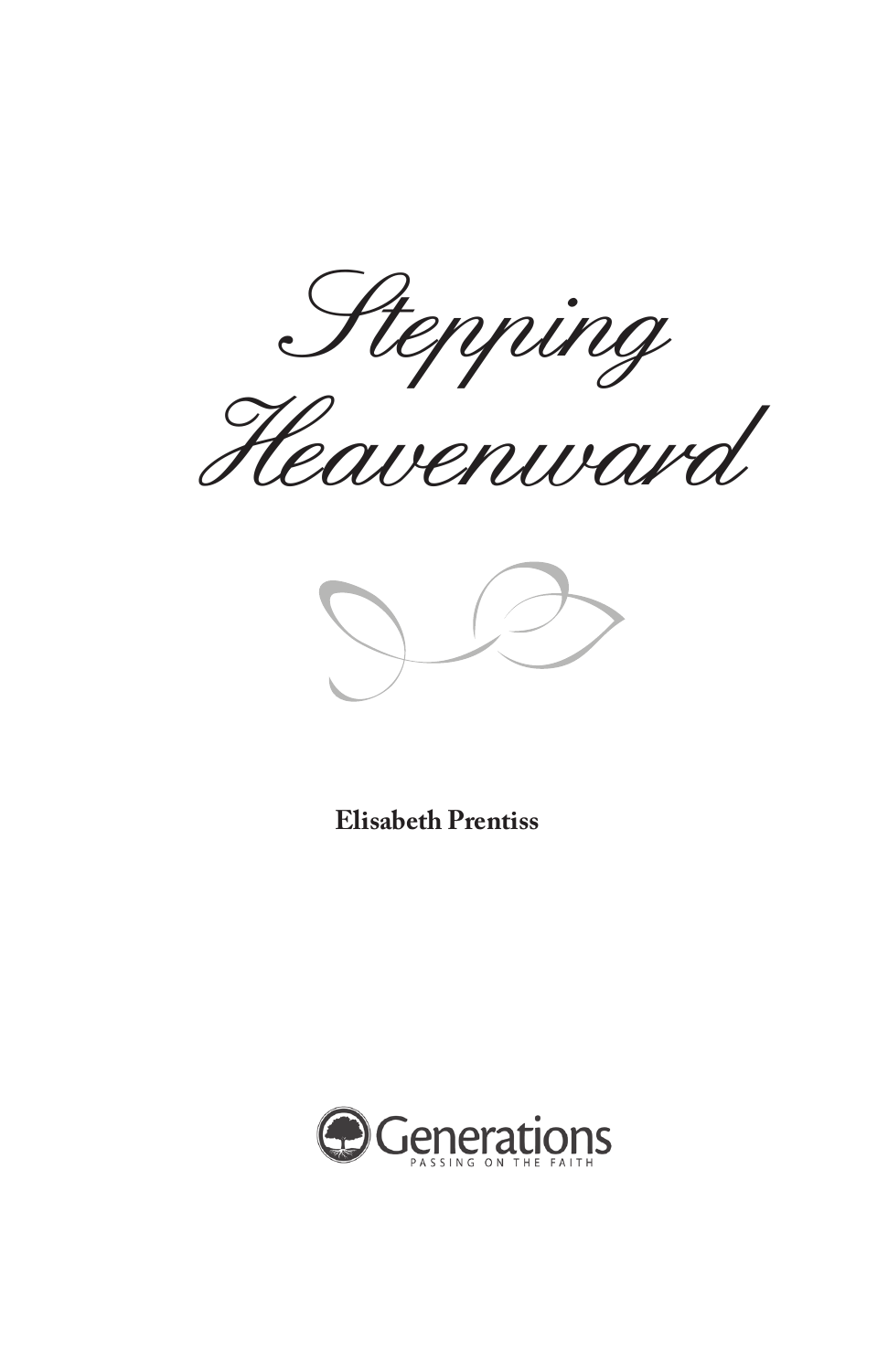# Stepping Heavenward

**Elisabeth Prentiss**

Generations

PASSING ON THE FAITH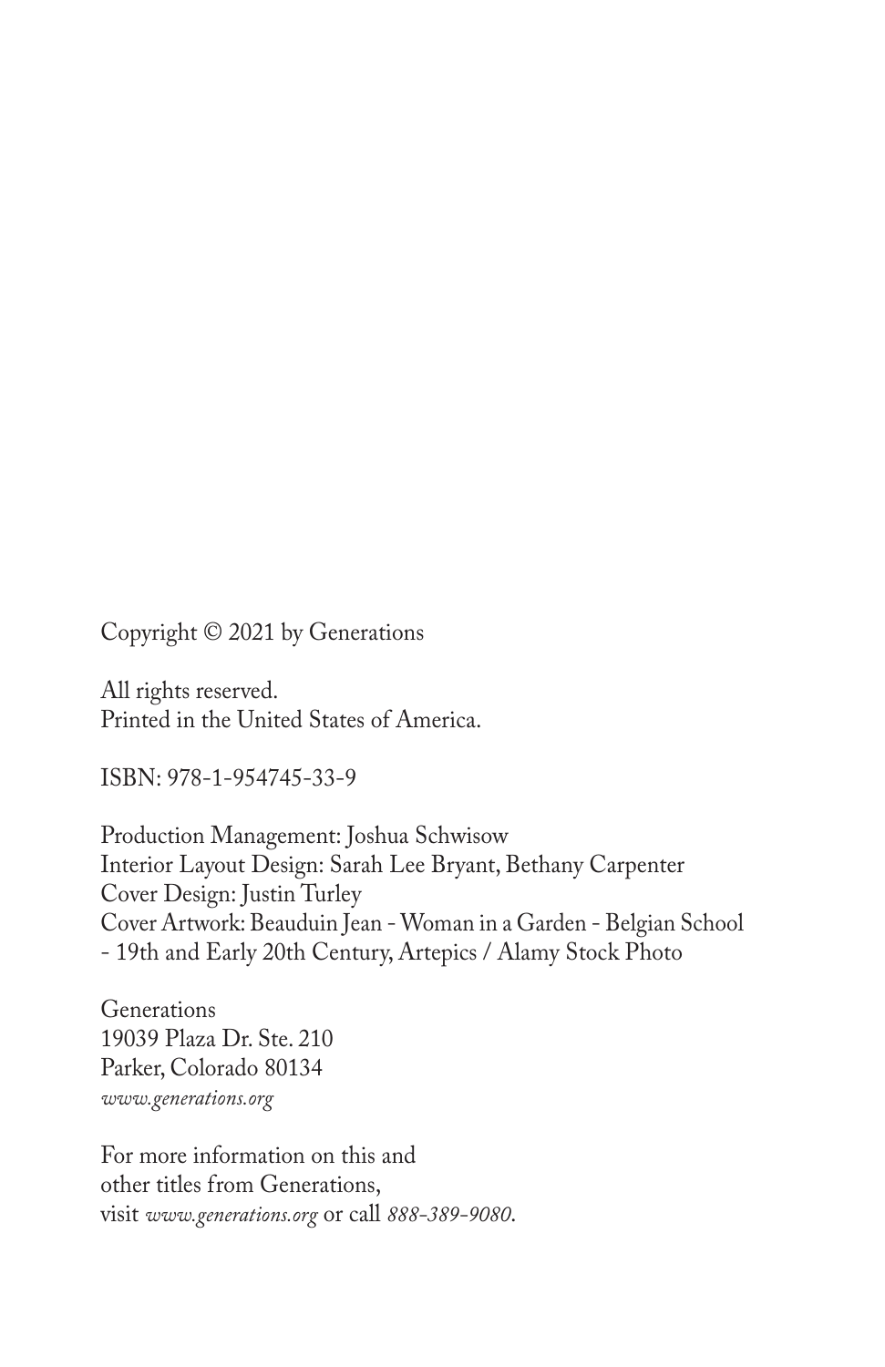Copyright © 2021 by Generations

All rights reserved.
Printed in the United States of America.

ISBN: 978-1-954745-33-9

Production Management: Joshua Schwisow
Interior Layout Design: Sarah Lee Bryant, Bethany Carpenter
Cover Design: Justin Turley
Cover Artwork: Beauduin Jean - Woman in a Garden - Belgian School - 19th and Early 20th Century, Artepics / Alamy Stock Photo

Generations
19039 Plaza Dr. Ste. 210
Parker, Colorado 80134
*www.generations.org*

For more information on this and
other titles from Generations,
visit *www.generations.org* or call *888-389-9080*.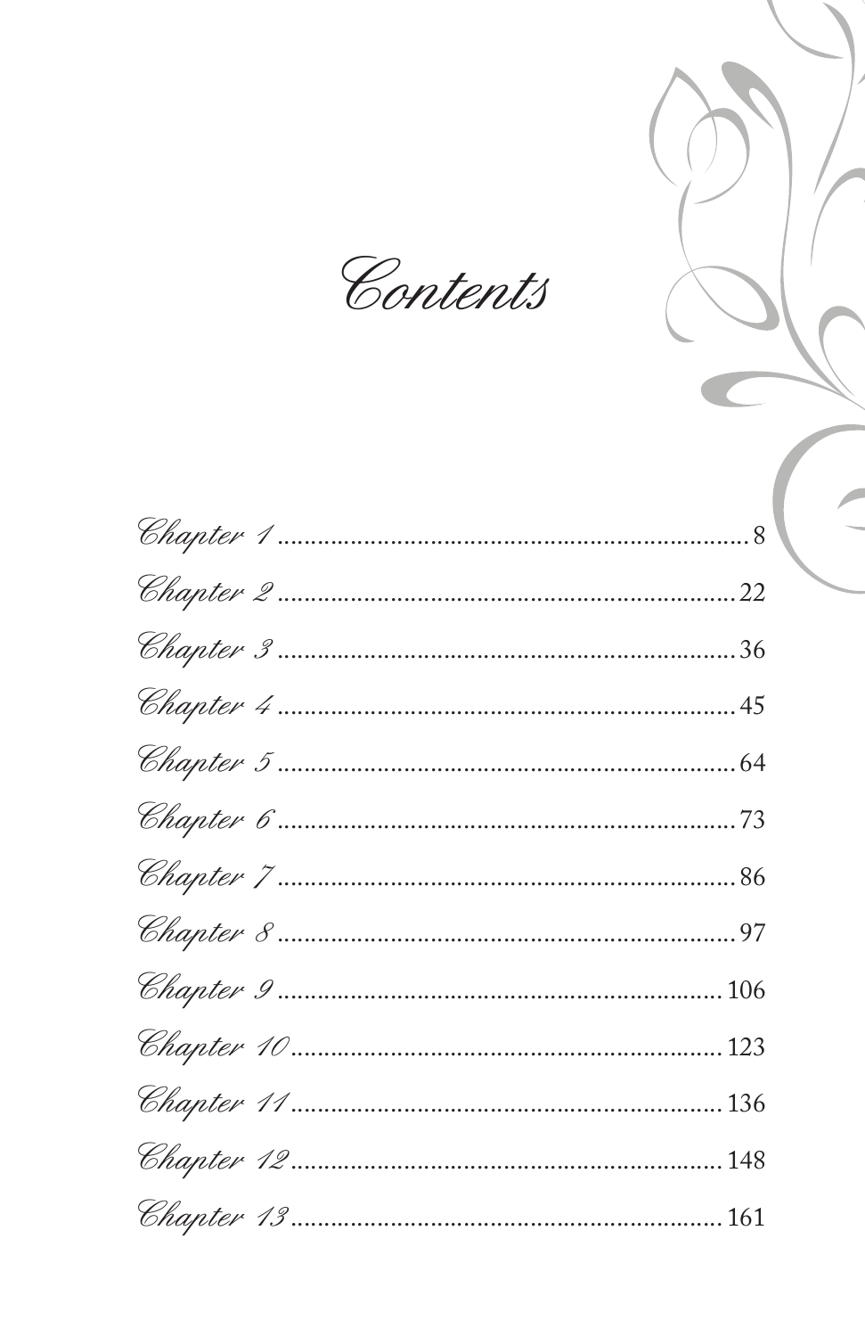# Contents

- Chapter 1 .......... 8
- Chapter 2 .......... 22
- Chapter 3 .......... 36
- Chapter 4 .......... 45
- Chapter 5 .......... 64
- Chapter 6 .......... 73
- Chapter 7 .......... 86
- Chapter 8 .......... 97
- Chapter 9 .......... 106
- Chapter 10 .......... 123
- Chapter 11 .......... 136
- Chapter 12 .......... 148
- Chapter 13 .......... 161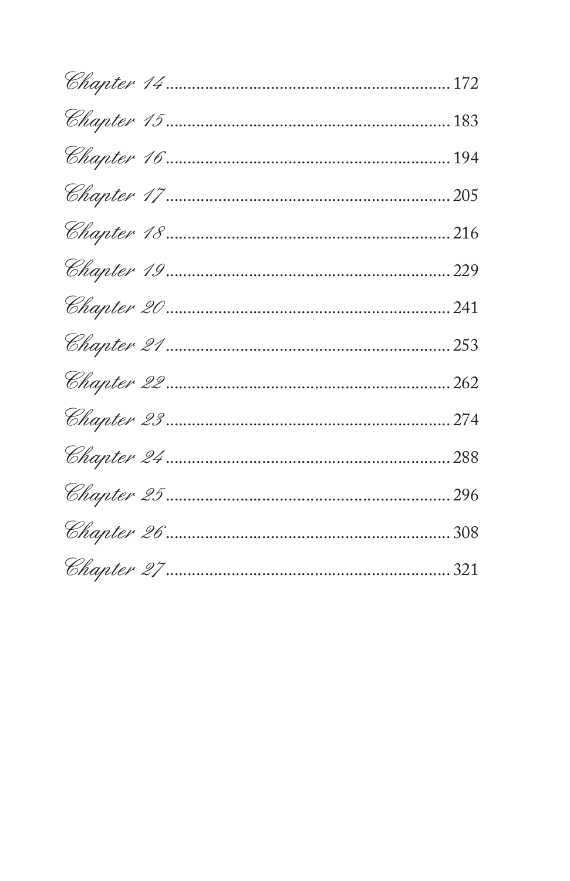*Chapter 14* ................................................................. 172

*Chapter 15* ................................................................. 183

*Chapter 16* ................................................................. 194

*Chapter 17* ................................................................. 205

*Chapter 18* ................................................................. 216

*Chapter 19* ................................................................. 229

*Chapter 20* ................................................................. 241

*Chapter 21* ................................................................. 253

*Chapter 22* ................................................................. 262

*Chapter 23* ................................................................. 274

*Chapter 24* ................................................................. 288

*Chapter 25* ................................................................. 296

*Chapter 26* ................................................................. 308

*Chapter 27* ................................................................. 321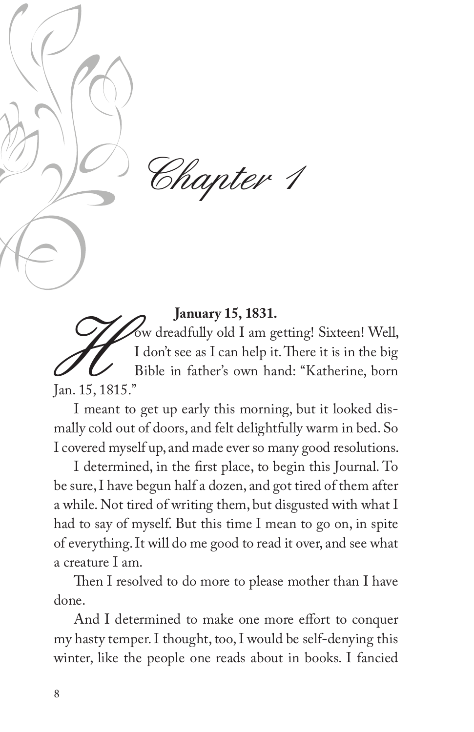# Chapter 1

**January 15, 1831.**

How dreadfully old I am getting! Sixteen! Well, I don't see as I can help it. There it is in the big Bible in father's own hand: "Katherine, born Jan. 15, 1815."

I meant to get up early this morning, but it looked dismally cold out of doors, and felt delightfully warm in bed. So I covered myself up, and made ever so many good resolutions.

I determined, in the first place, to begin this Journal. To be sure, I have begun half a dozen, and got tired of them after a while. Not tired of writing them, but disgusted with what I had to say of myself. But this time I mean to go on, in spite of everything. It will do me good to read it over, and see what a creature I am.

Then I resolved to do more to please mother than I have done.

And I determined to make one more effort to conquer my hasty temper. I thought, too, I would be self-denying this winter, like the people one reads about in books. I fancied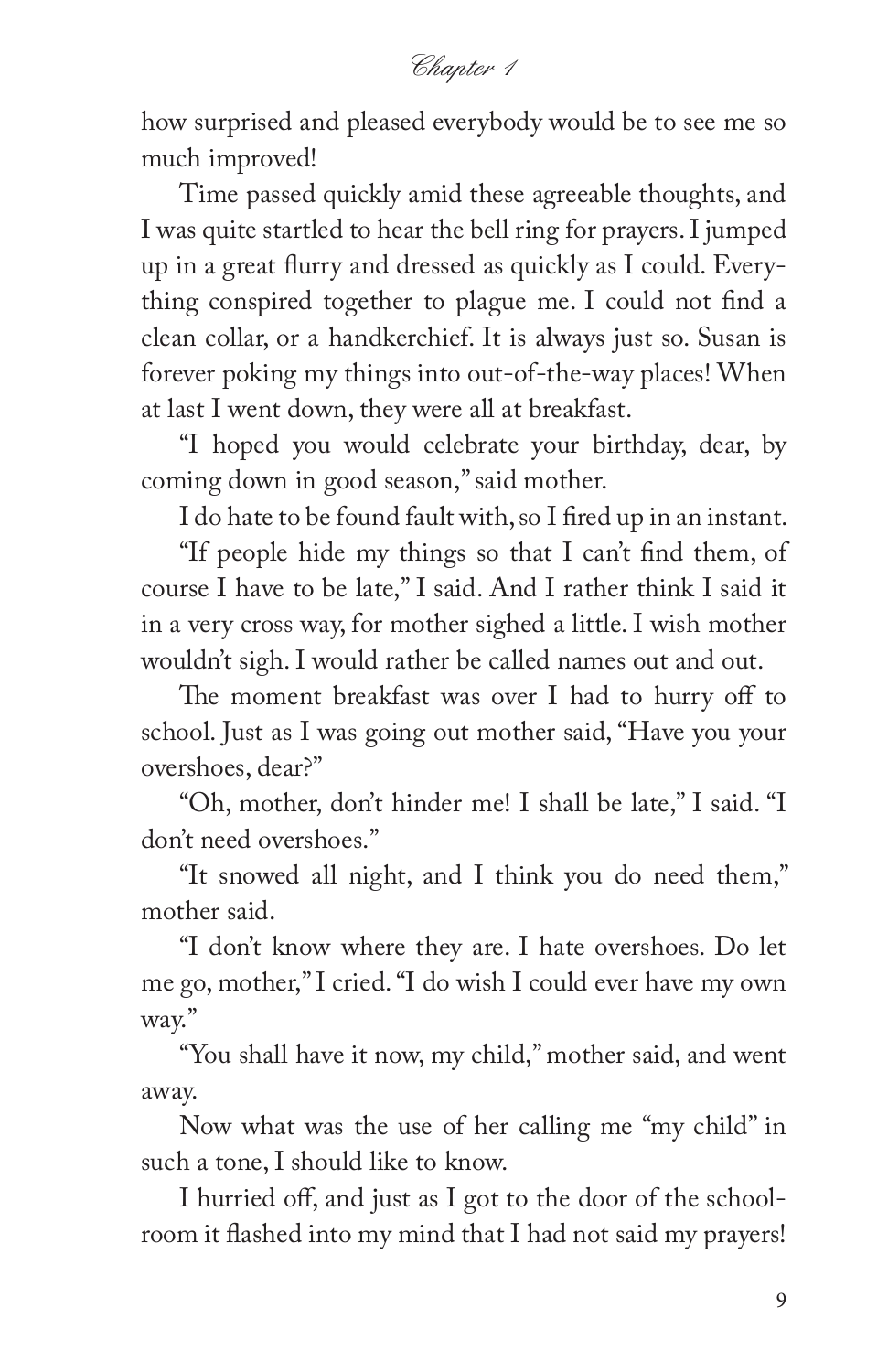how surprised and pleased everybody would be to see me so much improved!

Time passed quickly amid these agreeable thoughts, and I was quite startled to hear the bell ring for prayers. I jumped up in a great flurry and dressed as quickly as I could. Everything conspired together to plague me. I could not find a clean collar, or a handkerchief. It is always just so. Susan is forever poking my things into out-of-the-way places! When at last I went down, they were all at breakfast.

"I hoped you would celebrate your birthday, dear, by coming down in good season," said mother.

I do hate to be found fault with, so I fired up in an instant.

"If people hide my things so that I can't find them, of course I have to be late," I said. And I rather think I said it in a very cross way, for mother sighed a little. I wish mother wouldn't sigh. I would rather be called names out and out.

The moment breakfast was over I had to hurry off to school. Just as I was going out mother said, "Have you your overshoes, dear?"

"Oh, mother, don't hinder me! I shall be late," I said. "I don't need overshoes."

"It snowed all night, and I think you do need them," mother said.

"I don't know where they are. I hate overshoes. Do let me go, mother," I cried. "I do wish I could ever have my own way."

"You shall have it now, my child," mother said, and went away.

Now what was the use of her calling me "my child" in such a tone, I should like to know.

I hurried off, and just as I got to the door of the schoolroom it flashed into my mind that I had not said my prayers!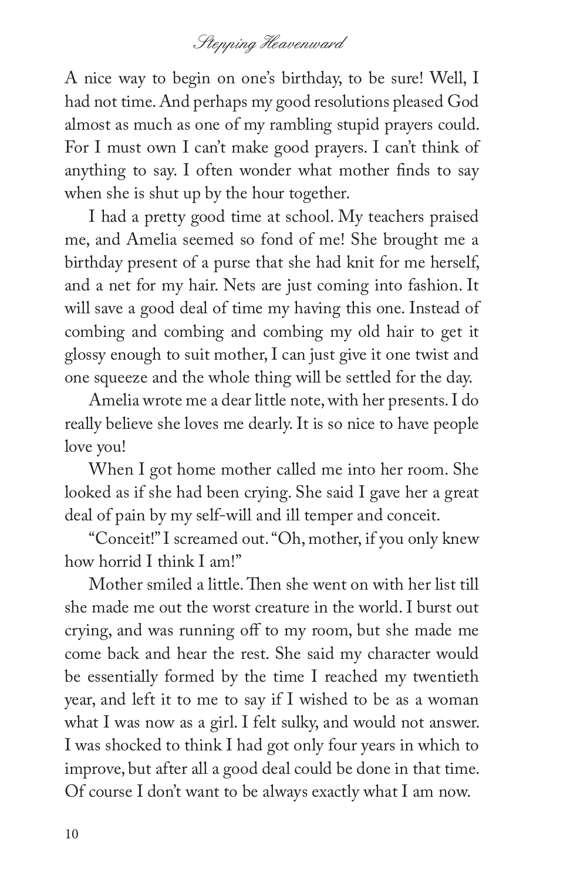A nice way to begin on one's birthday, to be sure! Well, I had not time. And perhaps my good resolutions pleased God almost as much as one of my rambling stupid prayers could. For I must own I can't make good prayers. I can't think of anything to say. I often wonder what mother finds to say when she is shut up by the hour together.

I had a pretty good time at school. My teachers praised me, and Amelia seemed so fond of me! She brought me a birthday present of a purse that she had knit for me herself, and a net for my hair. Nets are just coming into fashion. It will save a good deal of time my having this one. Instead of combing and combing and combing my old hair to get it glossy enough to suit mother, I can just give it one twist and one squeeze and the whole thing will be settled for the day.

Amelia wrote me a dear little note, with her presents. I do really believe she loves me dearly. It is so nice to have people love you!

When I got home mother called me into her room. She looked as if she had been crying. She said I gave her a great deal of pain by my self-will and ill temper and conceit.

"Conceit!" I screamed out. "Oh, mother, if you only knew how horrid I think I am!"

Mother smiled a little. Then she went on with her list till she made me out the worst creature in the world. I burst out crying, and was running off to my room, but she made me come back and hear the rest. She said my character would be essentially formed by the time I reached my twentieth year, and left it to me to say if I wished to be as a woman what I was now as a girl. I felt sulky, and would not answer. I was shocked to think I had got only four years in which to improve, but after all a good deal could be done in that time. Of course I don't want to be always exactly what I am now.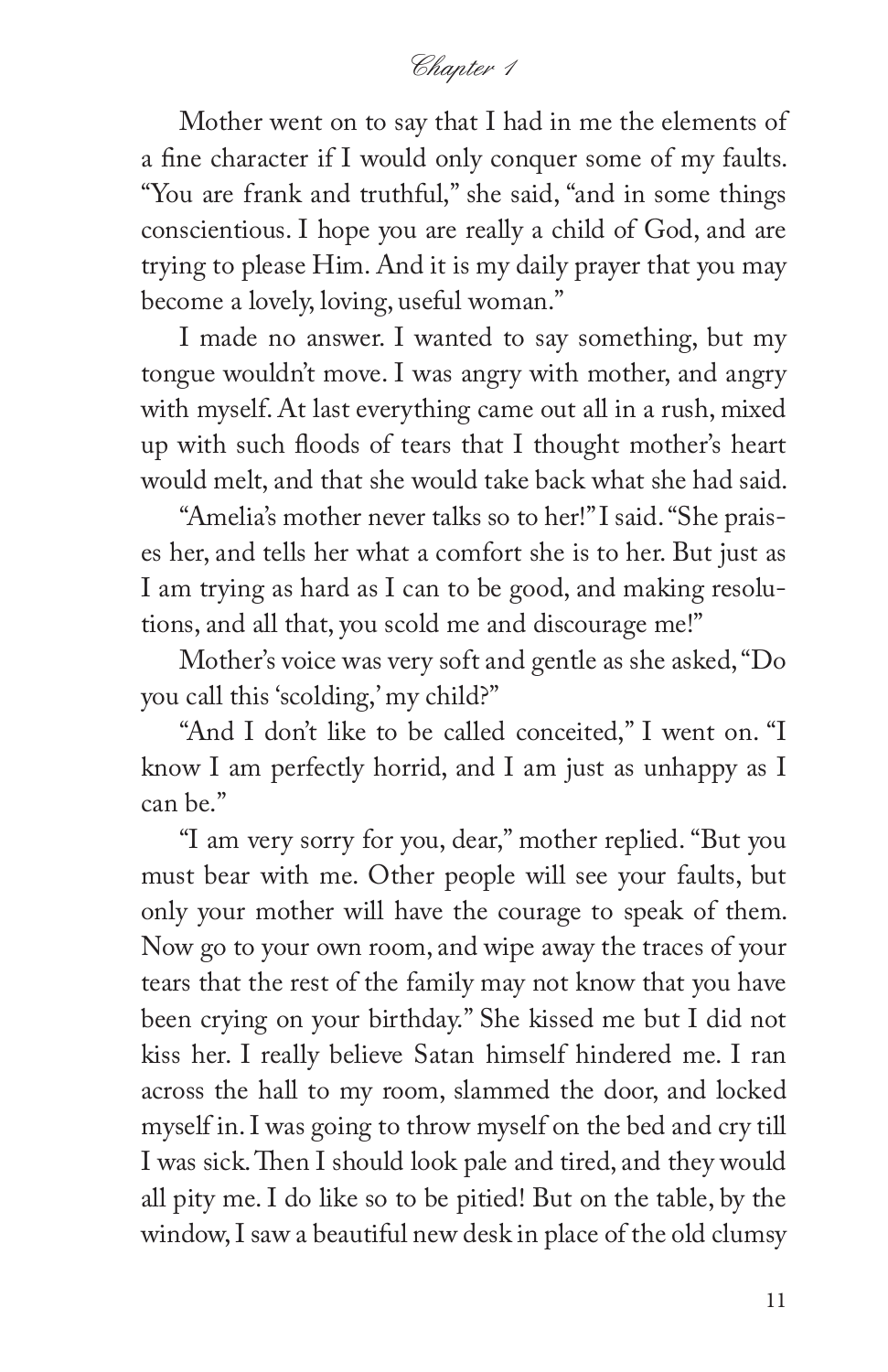Mother went on to say that I had in me the elements of a fine character if I would only conquer some of my faults. "You are frank and truthful," she said, "and in some things conscientious. I hope you are really a child of God, and are trying to please Him. And it is my daily prayer that you may become a lovely, loving, useful woman."

I made no answer. I wanted to say something, but my tongue wouldn't move. I was angry with mother, and angry with myself. At last everything came out all in a rush, mixed up with such floods of tears that I thought mother's heart would melt, and that she would take back what she had said.

"Amelia's mother never talks so to her!" I said. "She praises her, and tells her what a comfort she is to her. But just as I am trying as hard as I can to be good, and making resolutions, and all that, you scold me and discourage me!"

Mother's voice was very soft and gentle as she asked, "Do you call this 'scolding,' my child?"

"And I don't like to be called conceited," I went on. "I know I am perfectly horrid, and I am just as unhappy as I can be."

"I am very sorry for you, dear," mother replied. "But you must bear with me. Other people will see your faults, but only your mother will have the courage to speak of them. Now go to your own room, and wipe away the traces of your tears that the rest of the family may not know that you have been crying on your birthday." She kissed me but I did not kiss her. I really believe Satan himself hindered me. I ran across the hall to my room, slammed the door, and locked myself in. I was going to throw myself on the bed and cry till I was sick. Then I should look pale and tired, and they would all pity me. I do like so to be pitied! But on the table, by the window, I saw a beautiful new desk in place of the old clumsy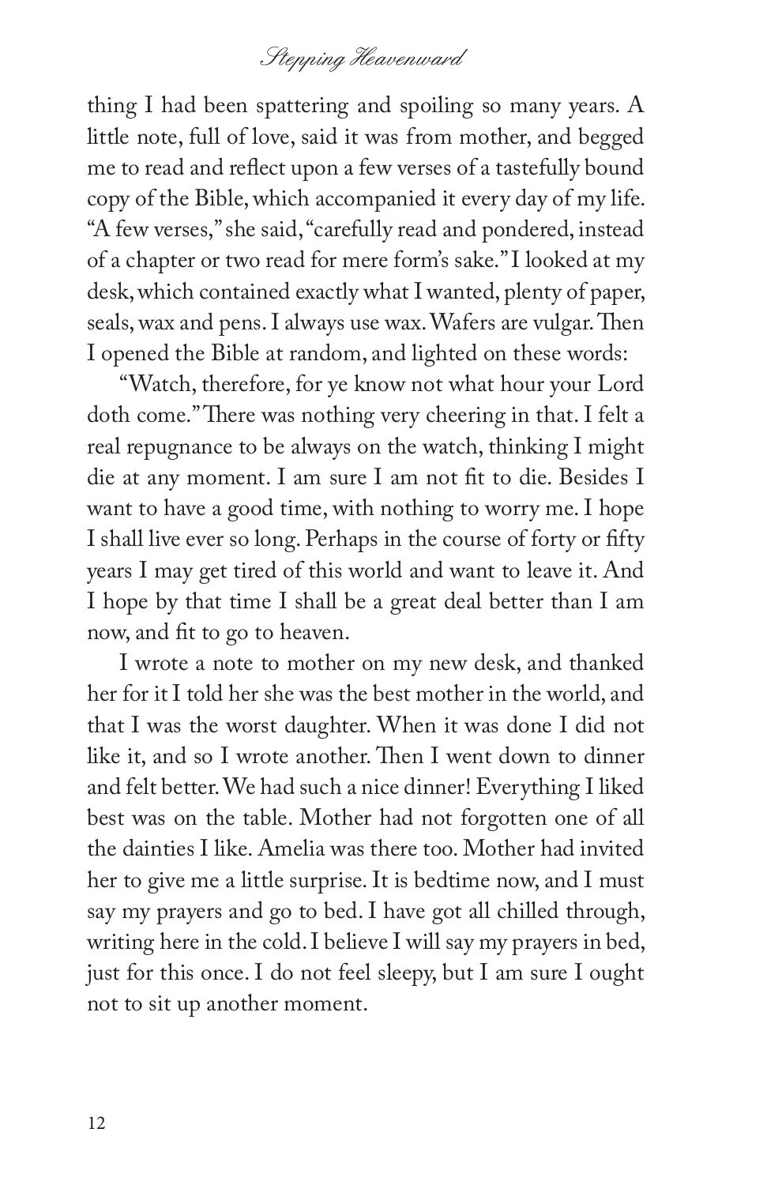thing I had been spattering and spoiling so many years. A little note, full of love, said it was from mother, and begged me to read and reflect upon a few verses of a tastefully bound copy of the Bible, which accompanied it every day of my life. "A few verses," she said, "carefully read and pondered, instead of a chapter or two read for mere form's sake." I looked at my desk, which contained exactly what I wanted, plenty of paper, seals, wax and pens. I always use wax. Wafers are vulgar. Then I opened the Bible at random, and lighted on these words:

"Watch, therefore, for ye know not what hour your Lord doth come." There was nothing very cheering in that. I felt a real repugnance to be always on the watch, thinking I might die at any moment. I am sure I am not fit to die. Besides I want to have a good time, with nothing to worry me. I hope I shall live ever so long. Perhaps in the course of forty or fifty years I may get tired of this world and want to leave it. And I hope by that time I shall be a great deal better than I am now, and fit to go to heaven.

I wrote a note to mother on my new desk, and thanked her for it I told her she was the best mother in the world, and that I was the worst daughter. When it was done I did not like it, and so I wrote another. Then I went down to dinner and felt better. We had such a nice dinner! Everything I liked best was on the table. Mother had not forgotten one of all the dainties I like. Amelia was there too. Mother had invited her to give me a little surprise. It is bedtime now, and I must say my prayers and go to bed. I have got all chilled through, writing here in the cold. I believe I will say my prayers in bed, just for this once. I do not feel sleepy, but I am sure I ought not to sit up another moment.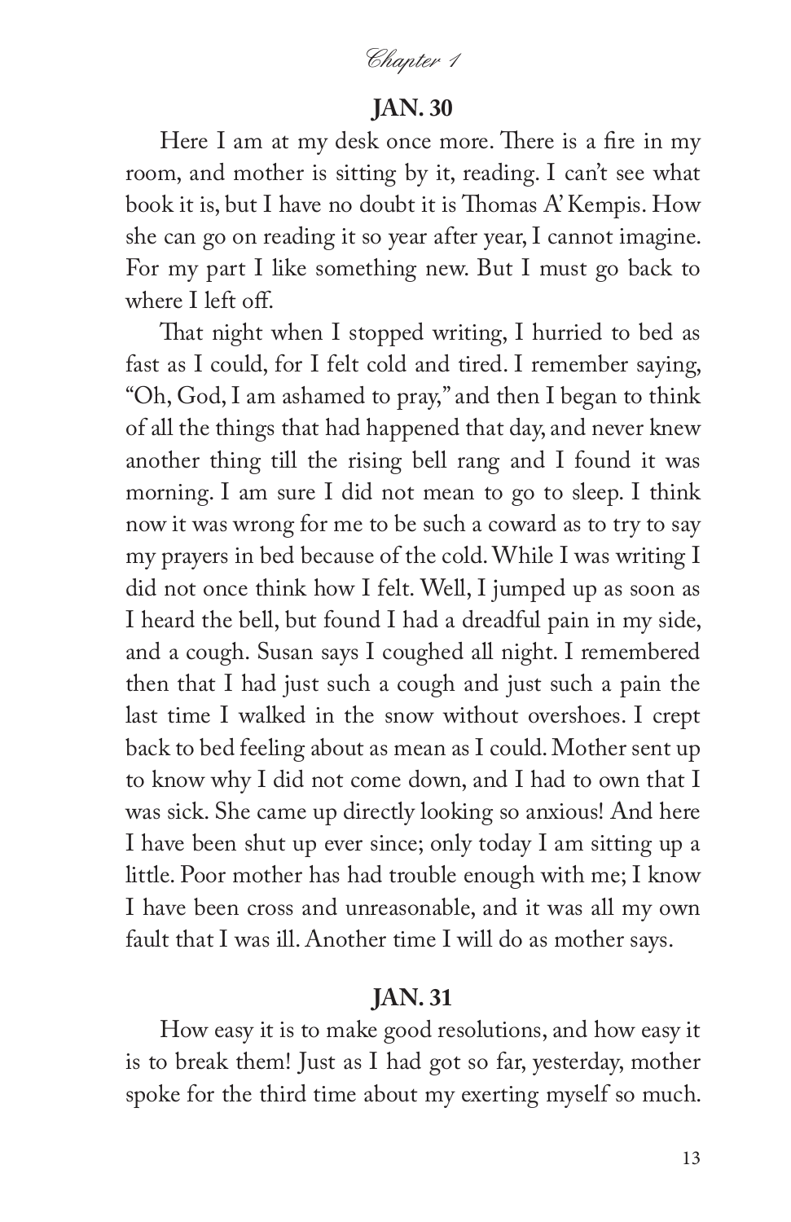*Chapter 1*

## JAN. 30

Here I am at my desk once more. There is a fire in my room, and mother is sitting by it, reading. I can't see what book it is, but I have no doubt it is Thomas A' Kempis. How she can go on reading it so year after year, I cannot imagine. For my part I like something new. But I must go back to where I left off.

That night when I stopped writing, I hurried to bed as fast as I could, for I felt cold and tired. I remember saying, "Oh, God, I am ashamed to pray," and then I began to think of all the things that had happened that day, and never knew another thing till the rising bell rang and I found it was morning. I am sure I did not mean to go to sleep. I think now it was wrong for me to be such a coward as to try to say my prayers in bed because of the cold. While I was writing I did not once think how I felt. Well, I jumped up as soon as I heard the bell, but found I had a dreadful pain in my side, and a cough. Susan says I coughed all night. I remembered then that I had just such a cough and just such a pain the last time I walked in the snow without overshoes. I crept back to bed feeling about as mean as I could. Mother sent up to know why I did not come down, and I had to own that I was sick. She came up directly looking so anxious! And here I have been shut up ever since; only today I am sitting up a little. Poor mother has had trouble enough with me; I know I have been cross and unreasonable, and it was all my own fault that I was ill. Another time I will do as mother says.

## JAN. 31

How easy it is to make good resolutions, and how easy it is to break them! Just as I had got so far, yesterday, mother spoke for the third time about my exerting myself so much.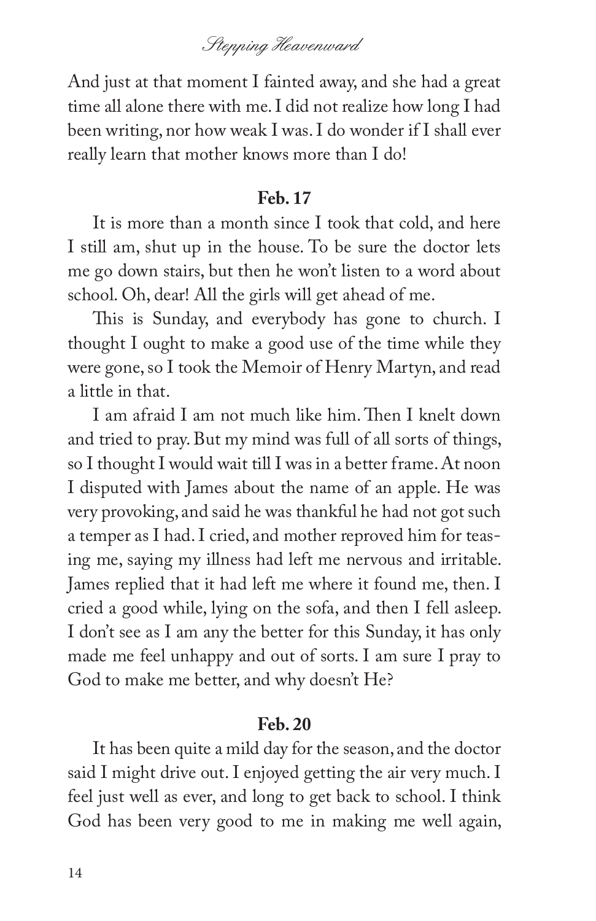And just at that moment I fainted away, and she had a great time all alone there with me. I did not realize how long I had been writing, nor how weak I was. I do wonder if I shall ever really learn that mother knows more than I do!

**Feb. 17**

It is more than a month since I took that cold, and here I still am, shut up in the house. To be sure the doctor lets me go down stairs, but then he won't listen to a word about school. Oh, dear! All the girls will get ahead of me.

This is Sunday, and everybody has gone to church. I thought I ought to make a good use of the time while they were gone, so I took the Memoir of Henry Martyn, and read a little in that.

I am afraid I am not much like him. Then I knelt down and tried to pray. But my mind was full of all sorts of things, so I thought I would wait till I was in a better frame. At noon I disputed with James about the name of an apple. He was very provoking, and said he was thankful he had not got such a temper as I had. I cried, and mother reproved him for teasing me, saying my illness had left me nervous and irritable. James replied that it had left me where it found me, then. I cried a good while, lying on the sofa, and then I fell asleep. I don't see as I am any the better for this Sunday, it has only made me feel unhappy and out of sorts. I am sure I pray to God to make me better, and why doesn't He?

**Feb. 20**

It has been quite a mild day for the season, and the doctor said I might drive out. I enjoyed getting the air very much. I feel just well as ever, and long to get back to school. I think God has been very good to me in making me well again,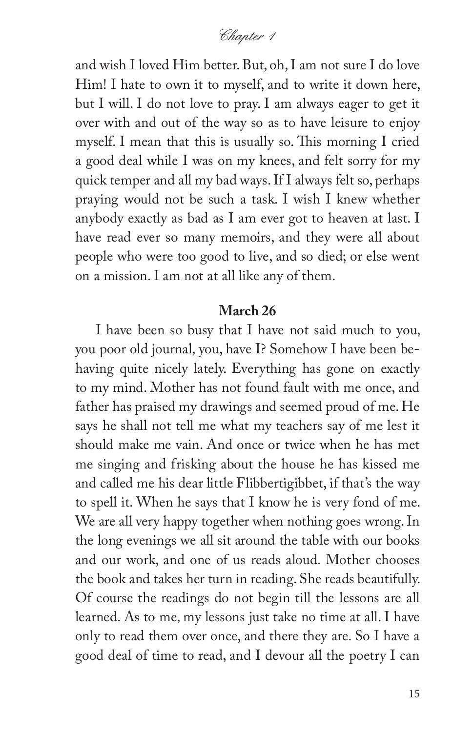and wish I loved Him better. But, oh, I am not sure I do love Him! I hate to own it to myself, and to write it down here, but I will. I do not love to pray. I am always eager to get it over with and out of the way so as to have leisure to enjoy myself. I mean that this is usually so. This morning I cried a good deal while I was on my knees, and felt sorry for my quick temper and all my bad ways. If I always felt so, perhaps praying would not be such a task. I wish I knew whether anybody exactly as bad as I am ever got to heaven at last. I have read ever so many memoirs, and they were all about people who were too good to live, and so died; or else went on a mission. I am not at all like any of them.

**March 26**

I have been so busy that I have not said much to you, you poor old journal, you, have I? Somehow I have been behaving quite nicely lately. Everything has gone on exactly to my mind. Mother has not found fault with me once, and father has praised my drawings and seemed proud of me. He says he shall not tell me what my teachers say of me lest it should make me vain. And once or twice when he has met me singing and frisking about the house he has kissed me and called me his dear little Flibbertigibbet, if that's the way to spell it. When he says that I know he is very fond of me. We are all very happy together when nothing goes wrong. In the long evenings we all sit around the table with our books and our work, and one of us reads aloud. Mother chooses the book and takes her turn in reading. She reads beautifully. Of course the readings do not begin till the lessons are all learned. As to me, my lessons just take no time at all. I have only to read them over once, and there they are. So I have a good deal of time to read, and I devour all the poetry I can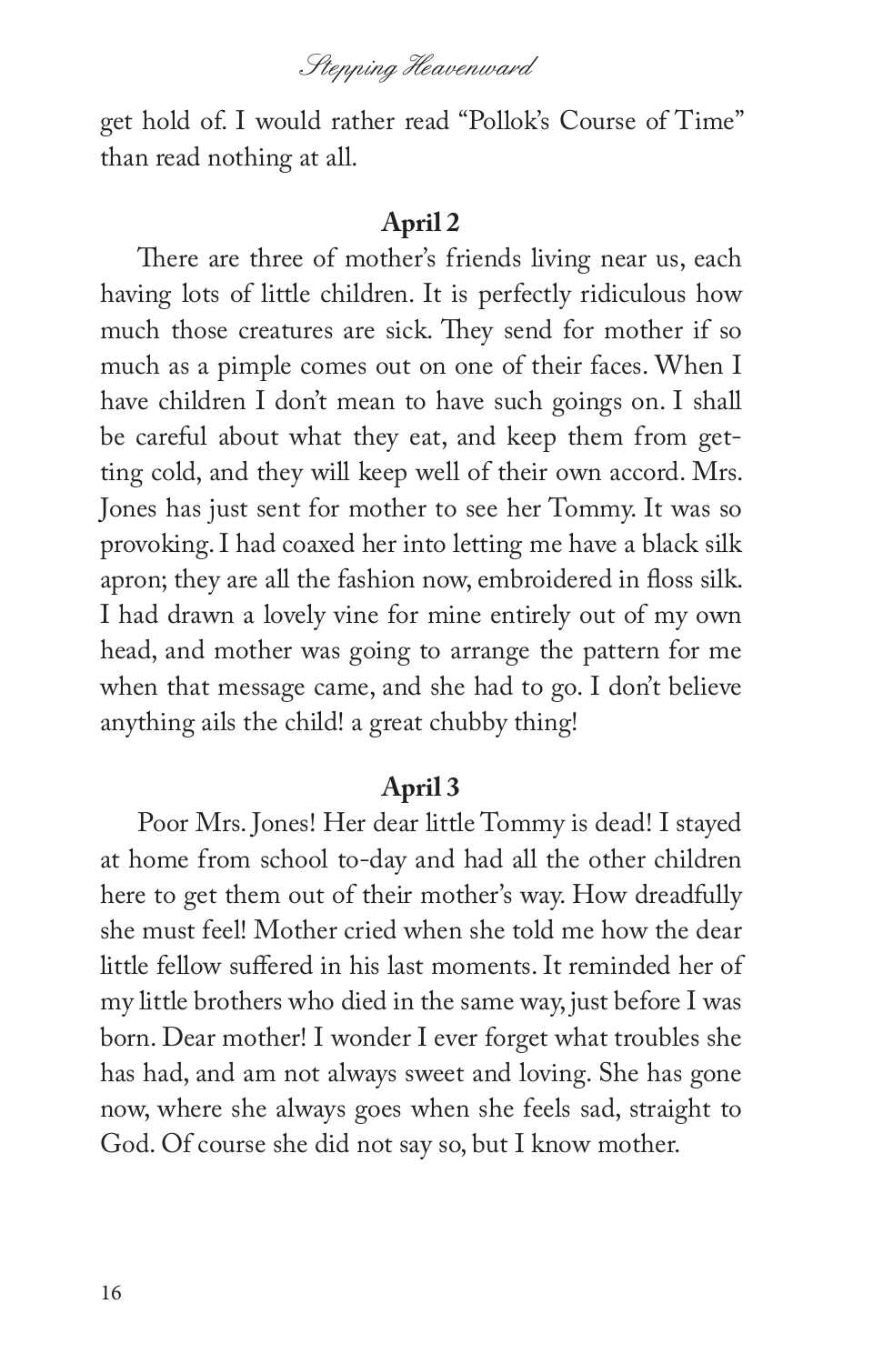get hold of. I would rather read "Pollok's Course of Time" than read nothing at all.

**April 2**

There are three of mother's friends living near us, each having lots of little children. It is perfectly ridiculous how much those creatures are sick. They send for mother if so much as a pimple comes out on one of their faces. When I have children I don't mean to have such goings on. I shall be careful about what they eat, and keep them from getting cold, and they will keep well of their own accord. Mrs. Jones has just sent for mother to see her Tommy. It was so provoking. I had coaxed her into letting me have a black silk apron; they are all the fashion now, embroidered in floss silk. I had drawn a lovely vine for mine entirely out of my own head, and mother was going to arrange the pattern for me when that message came, and she had to go. I don't believe anything ails the child! a great chubby thing!

**April 3**

Poor Mrs. Jones! Her dear little Tommy is dead! I stayed at home from school to-day and had all the other children here to get them out of their mother's way. How dreadfully she must feel! Mother cried when she told me how the dear little fellow suffered in his last moments. It reminded her of my little brothers who died in the same way, just before I was born. Dear mother! I wonder I ever forget what troubles she has had, and am not always sweet and loving. She has gone now, where she always goes when she feels sad, straight to God. Of course she did not say so, but I know mother.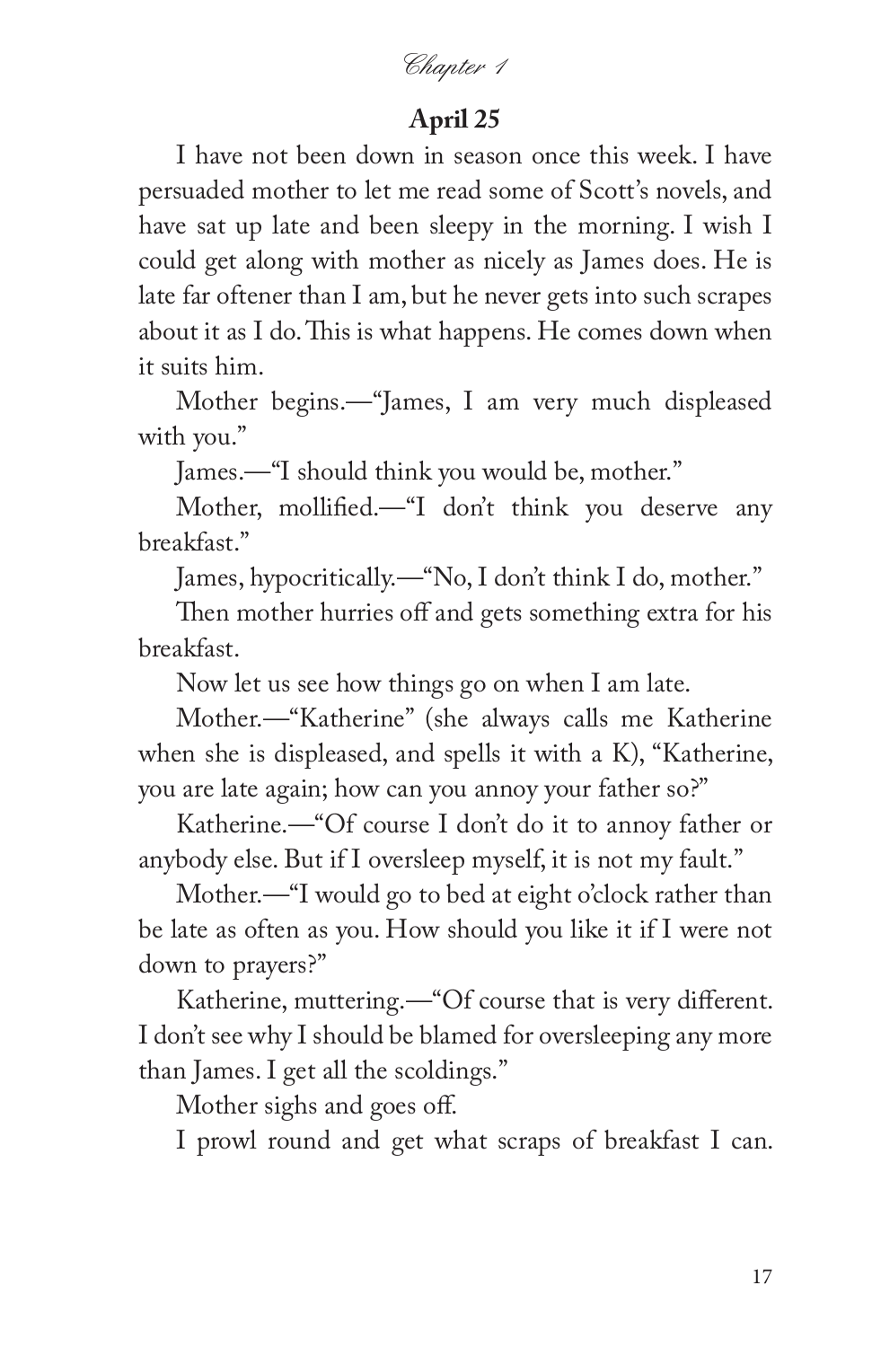*Chapter 1*

## April 25

I have not been down in season once this week. I have persuaded mother to let me read some of Scott's novels, and have sat up late and been sleepy in the morning. I wish I could get along with mother as nicely as James does. He is late far oftener than I am, but he never gets into such scrapes about it as I do. This is what happens. He comes down when it suits him.

Mother begins.—"James, I am very much displeased with you."

James.—"I should think you would be, mother."

Mother, mollified.—"I don't think you deserve any breakfast."

James, hypocritically.—"No, I don't think I do, mother."

Then mother hurries off and gets something extra for his breakfast.

Now let us see how things go on when I am late.

Mother.—"Katherine" (she always calls me Katherine when she is displeased, and spells it with a K), "Katherine, you are late again; how can you annoy your father so?"

Katherine.—"Of course I don't do it to annoy father or anybody else. But if I oversleep myself, it is not my fault."

Mother.—"I would go to bed at eight o'clock rather than be late as often as you. How should you like it if I were not down to prayers?"

Katherine, muttering.—"Of course that is very different. I don't see why I should be blamed for oversleeping any more than James. I get all the scoldings."

Mother sighs and goes off.

I prowl round and get what scraps of breakfast I can.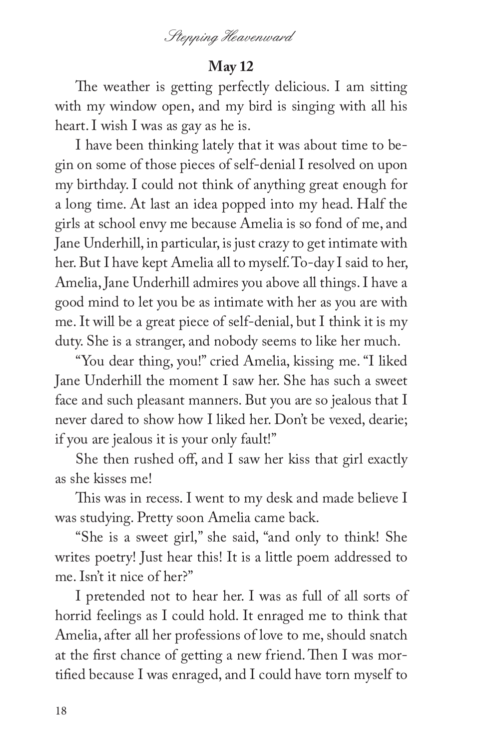**May 12**

The weather is getting perfectly delicious. I am sitting with my window open, and my bird is singing with all his heart. I wish I was as gay as he is.

I have been thinking lately that it was about time to begin on some of those pieces of self-denial I resolved on upon my birthday. I could not think of anything great enough for a long time. At last an idea popped into my head. Half the girls at school envy me because Amelia is so fond of me, and Jane Underhill, in particular, is just crazy to get intimate with her. But I have kept Amelia all to myself. To-day I said to her, Amelia, Jane Underhill admires you above all things. I have a good mind to let you be as intimate with her as you are with me. It will be a great piece of self-denial, but I think it is my duty. She is a stranger, and nobody seems to like her much.

"You dear thing, you!" cried Amelia, kissing me. "I liked Jane Underhill the moment I saw her. She has such a sweet face and such pleasant manners. But you are so jealous that I never dared to show how I liked her. Don't be vexed, dearie; if you are jealous it is your only fault!"

She then rushed off, and I saw her kiss that girl exactly as she kisses me!

This was in recess. I went to my desk and made believe I was studying. Pretty soon Amelia came back.

"She is a sweet girl," she said, "and only to think! She writes poetry! Just hear this! It is a little poem addressed to me. Isn't it nice of her?"

I pretended not to hear her. I was as full of all sorts of horrid feelings as I could hold. It enraged me to think that Amelia, after all her professions of love to me, should snatch at the first chance of getting a new friend. Then I was mortified because I was enraged, and I could have torn myself to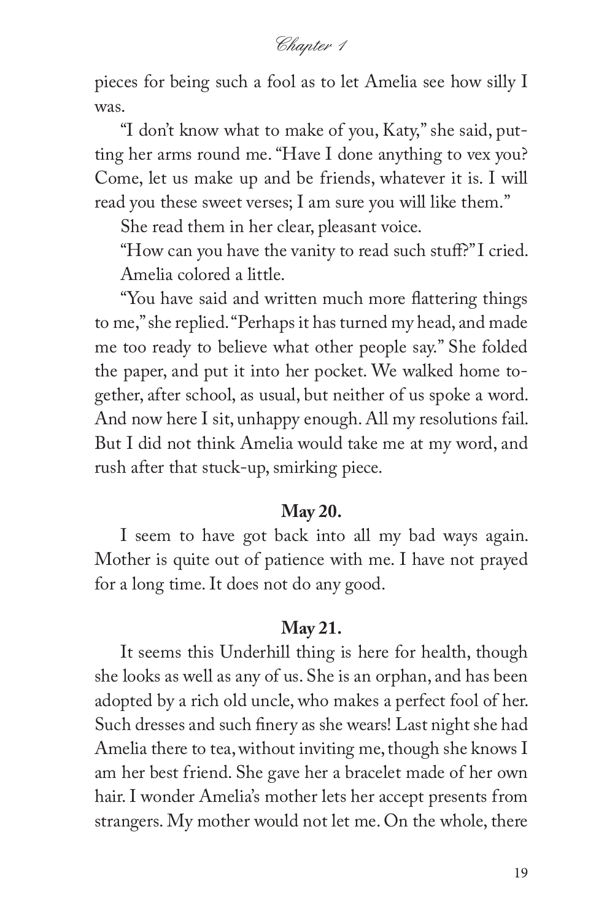pieces for being such a fool as to let Amelia see how silly I was.

"I don't know what to make of you, Katy," she said, putting her arms round me. "Have I done anything to vex you? Come, let us make up and be friends, whatever it is. I will read you these sweet verses; I am sure you will like them."

She read them in her clear, pleasant voice.

"How can you have the vanity to read such stuff?" I cried.

Amelia colored a little.

"You have said and written much more flattering things to me," she replied. "Perhaps it has turned my head, and made me too ready to believe what other people say." She folded the paper, and put it into her pocket. We walked home together, after school, as usual, but neither of us spoke a word. And now here I sit, unhappy enough. All my resolutions fail. But I did not think Amelia would take me at my word, and rush after that stuck-up, smirking piece.

**May 20.**

I seem to have got back into all my bad ways again. Mother is quite out of patience with me. I have not prayed for a long time. It does not do any good.

**May 21.**

It seems this Underhill thing is here for health, though she looks as well as any of us. She is an orphan, and has been adopted by a rich old uncle, who makes a perfect fool of her. Such dresses and such finery as she wears! Last night she had Amelia there to tea, without inviting me, though she knows I am her best friend. She gave her a bracelet made of her own hair. I wonder Amelia's mother lets her accept presents from strangers. My mother would not let me. On the whole, there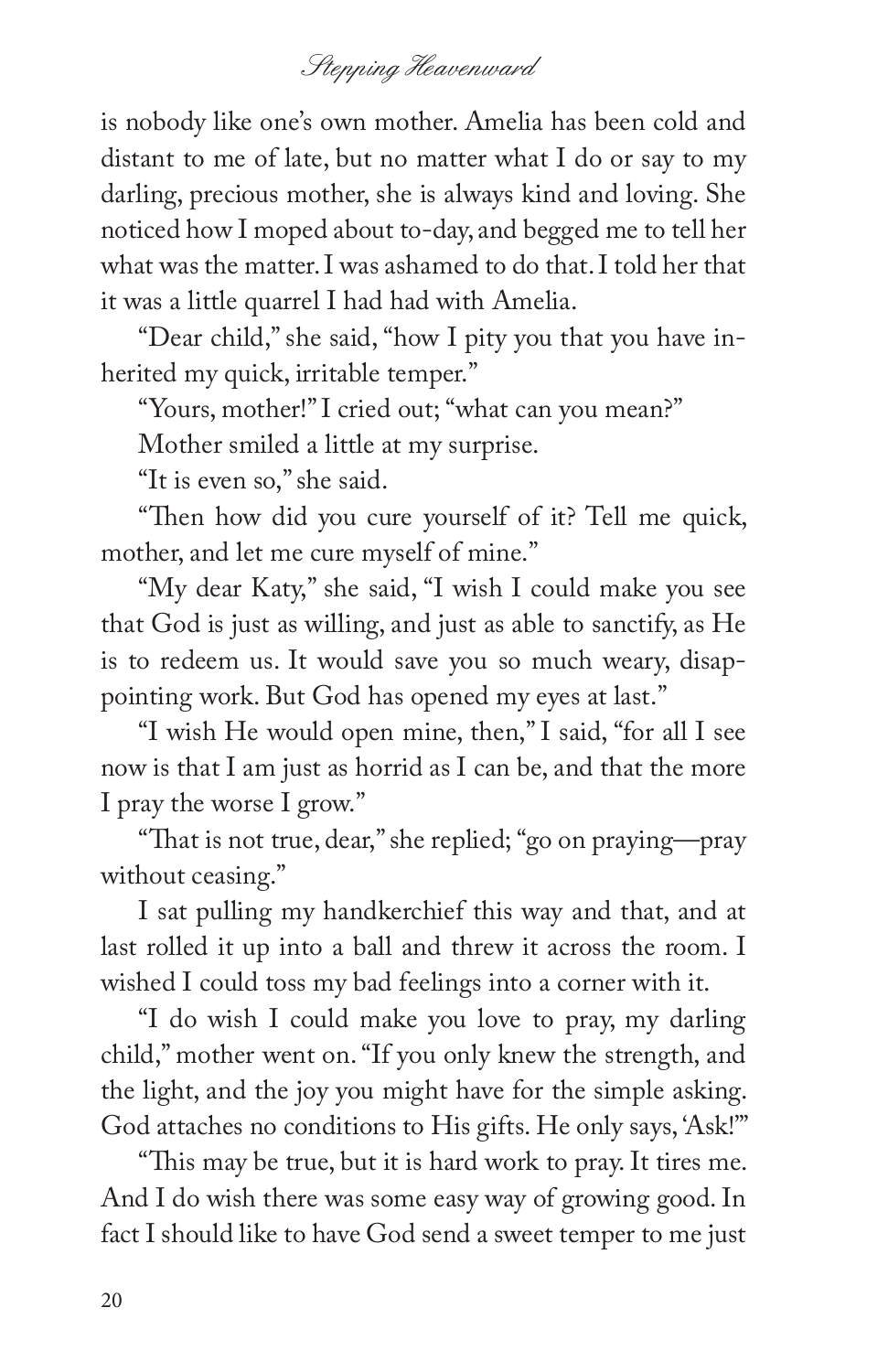is nobody like one's own mother. Amelia has been cold and distant to me of late, but no matter what I do or say to my darling, precious mother, she is always kind and loving. She noticed how I moped about to-day, and begged me to tell her what was the matter. I was ashamed to do that. I told her that it was a little quarrel I had had with Amelia.

"Dear child," she said, "how I pity you that you have inherited my quick, irritable temper."

"Yours, mother!" I cried out; "what can you mean?"

Mother smiled a little at my surprise.

"It is even so," she said.

"Then how did you cure yourself of it? Tell me quick, mother, and let me cure myself of mine."

"My dear Katy," she said, "I wish I could make you see that God is just as willing, and just as able to sanctify, as He is to redeem us. It would save you so much weary, disappointing work. But God has opened my eyes at last."

"I wish He would open mine, then," I said, "for all I see now is that I am just as horrid as I can be, and that the more I pray the worse I grow."

"That is not true, dear," she replied; "go on praying—pray without ceasing."

I sat pulling my handkerchief this way and that, and at last rolled it up into a ball and threw it across the room. I wished I could toss my bad feelings into a corner with it.

"I do wish I could make you love to pray, my darling child," mother went on. "If you only knew the strength, and the light, and the joy you might have for the simple asking. God attaches no conditions to His gifts. He only says, 'Ask!'"

"This may be true, but it is hard work to pray. It tires me. And I do wish there was some easy way of growing good. In fact I should like to have God send a sweet temper to me just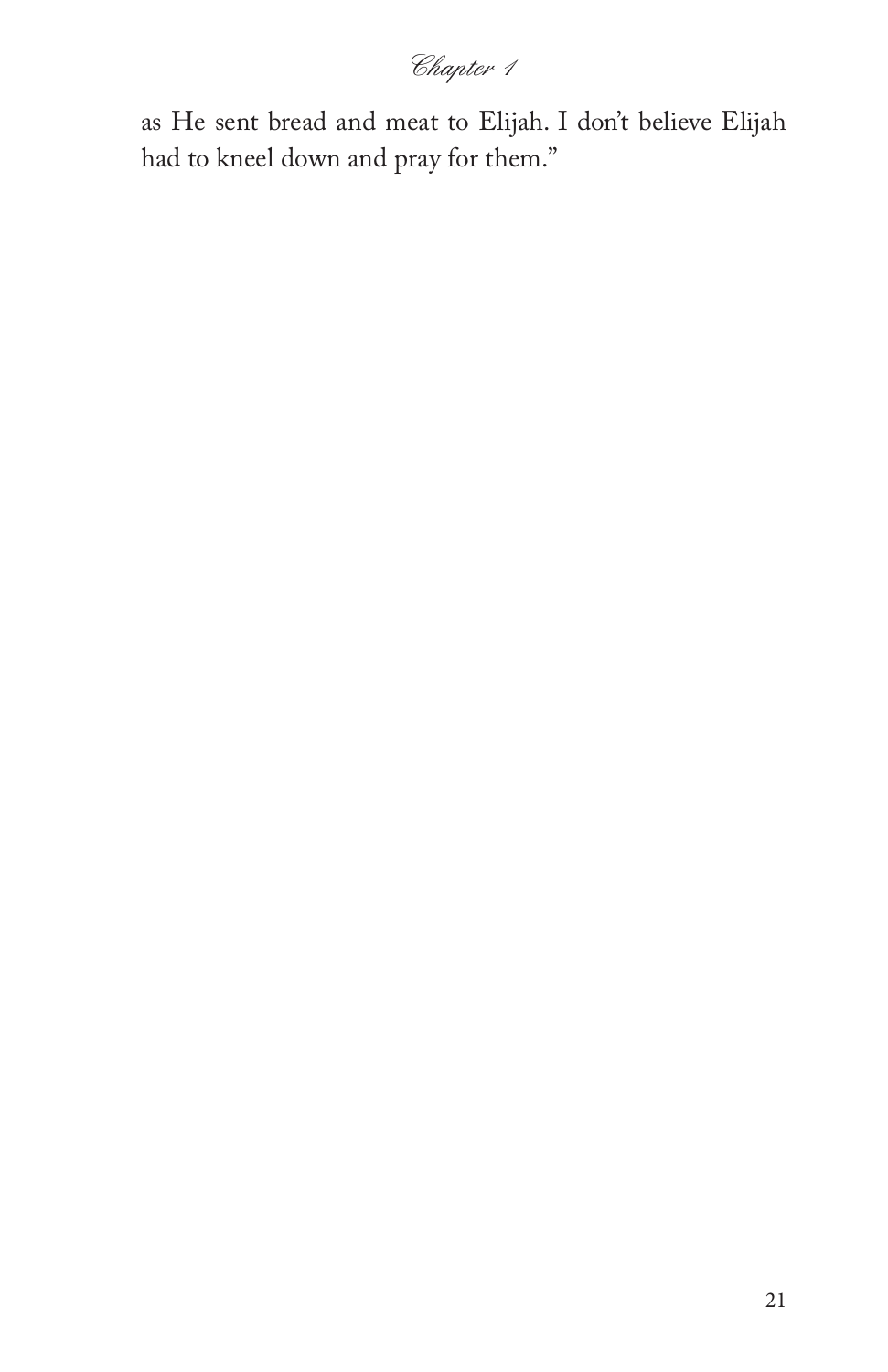as He sent bread and meat to Elijah. I don't believe Elijah had to kneel down and pray for them."